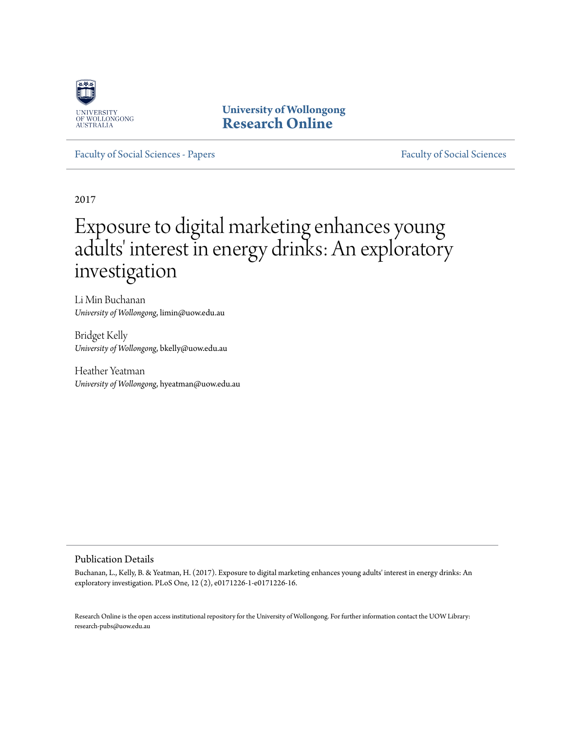University of Wollongong
# Research Online

Faculty of Social Sciences - Papers

Faculty of Social Sciences

2017

# Exposure to digital marketing enhances young adults' interest in energy drinks: An exploratory investigation

Li Min Buchanan
*University of Wollongong*, limin@uow.edu.au

Bridget Kelly
*University of Wollongong*, bkelly@uow.edu.au

Heather Yeatman
*University of Wollongong*, hyeatman@uow.edu.au

## Publication Details

Buchanan, L., Kelly, B. & Yeatman, H. (2017). Exposure to digital marketing enhances young adults' interest in energy drinks: An exploratory investigation. PLoS One, 12 (2), e0171226-1-e0171226-16.

Research Online is the open access institutional repository for the University of Wollongong. For further information contact the UOW Library: research-pubs@uow.edu.au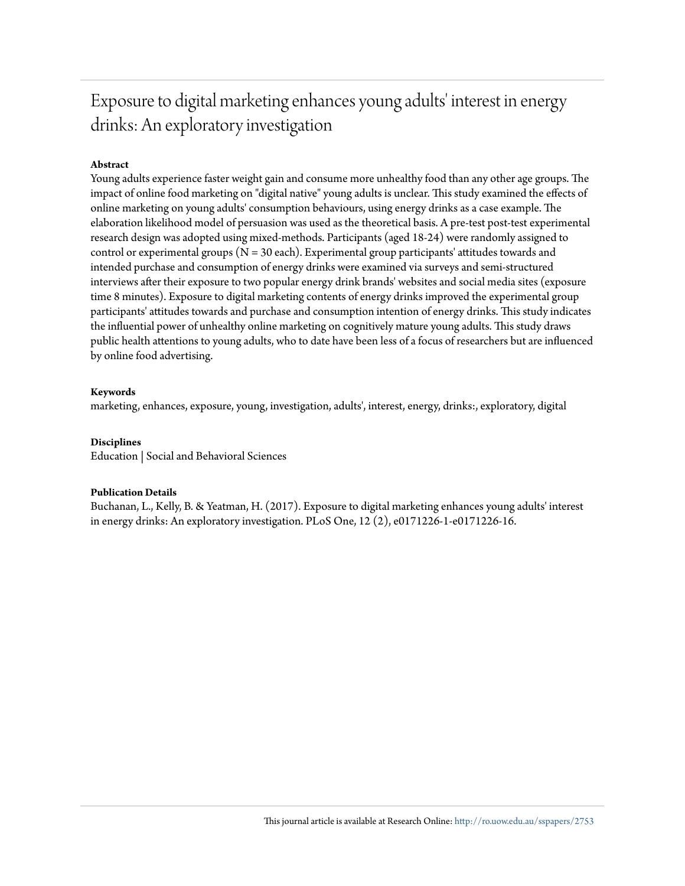# Exposure to digital marketing enhances young adults' interest in energy drinks: An exploratory investigation

## Abstract

Young adults experience faster weight gain and consume more unhealthy food than any other age groups. The impact of online food marketing on "digital native" young adults is unclear. This study examined the effects of online marketing on young adults' consumption behaviours, using energy drinks as a case example. The elaboration likelihood model of persuasion was used as the theoretical basis. A pre-test post-test experimental research design was adopted using mixed-methods. Participants (aged 18-24) were randomly assigned to control or experimental groups (N = 30 each). Experimental group participants' attitudes towards and intended purchase and consumption of energy drinks were examined via surveys and semi-structured interviews after their exposure to two popular energy drink brands' websites and social media sites (exposure time 8 minutes). Exposure to digital marketing contents of energy drinks improved the experimental group participants' attitudes towards and purchase and consumption intention of energy drinks. This study indicates the influential power of unhealthy online marketing on cognitively mature young adults. This study draws public health attentions to young adults, who to date have been less of a focus of researchers but are influenced by online food advertising.

## Keywords

marketing, enhances, exposure, young, investigation, adults', interest, energy, drinks:, exploratory, digital

## Disciplines

Education | Social and Behavioral Sciences

## Publication Details

Buchanan, L., Kelly, B. & Yeatman, H. (2017). Exposure to digital marketing enhances young adults' interest in energy drinks: An exploratory investigation. PLoS One, 12 (2), e0171226-1-e0171226-16.

This journal article is available at Research Online: http://ro.uow.edu.au/sspapers/2753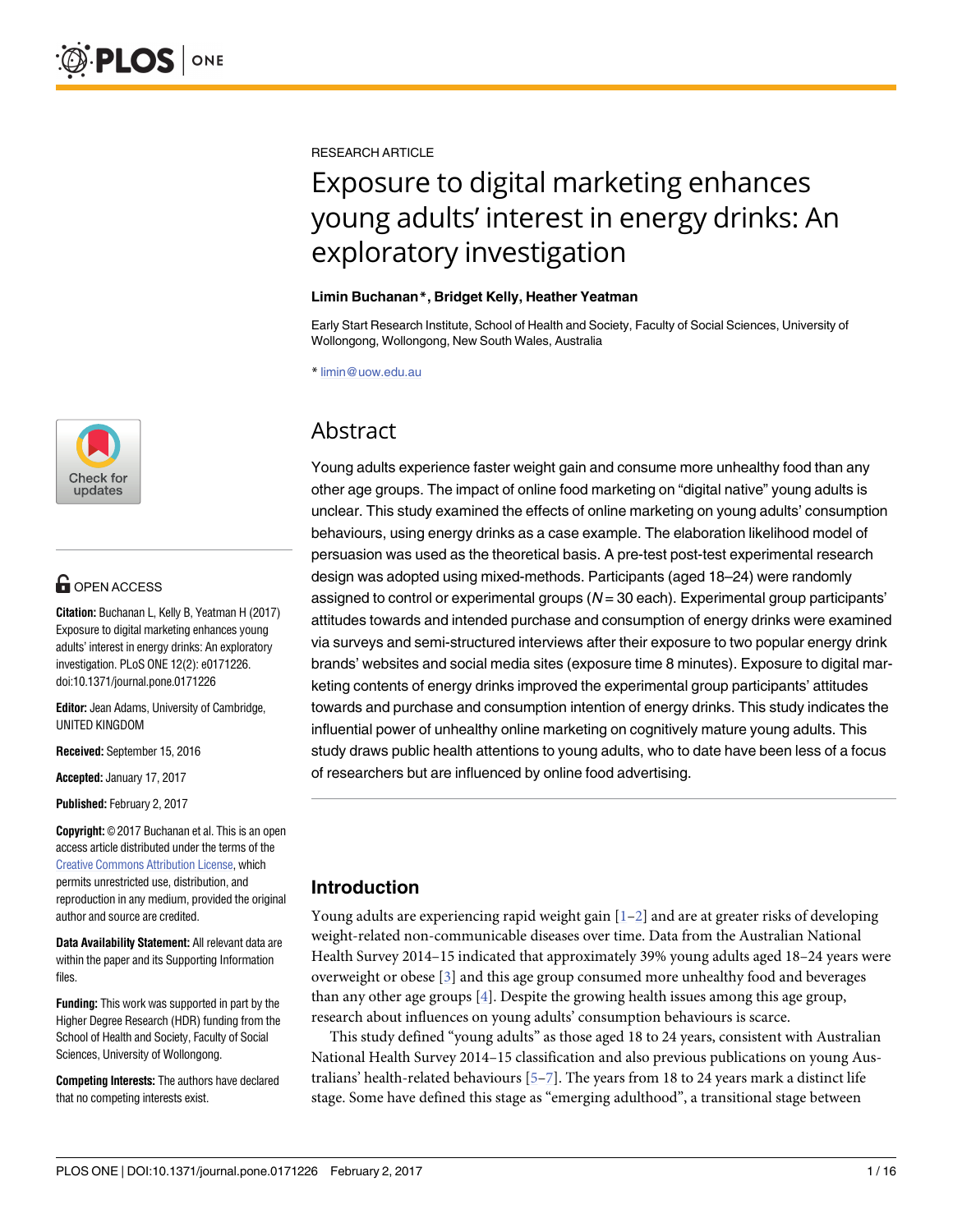RESEARCH ARTICLE

# Exposure to digital marketing enhances young adults' interest in energy drinks: An exploratory investigation

**Limin Buchanan\*, Bridget Kelly, Heather Yeatman**

Early Start Research Institute, School of Health and Society, Faculty of Social Sciences, University of Wollongong, Wollongong, New South Wales, Australia

\* limin@uow.edu.au

## Abstract

Young adults experience faster weight gain and consume more unhealthy food than any other age groups. The impact of online food marketing on "digital native" young adults is unclear. This study examined the effects of online marketing on young adults' consumption behaviours, using energy drinks as a case example. The elaboration likelihood model of persuasion was used as the theoretical basis. A pre-test post-test experimental research design was adopted using mixed-methods. Participants (aged 18–24) were randomly assigned to control or experimental groups (*N* = 30 each). Experimental group participants' attitudes towards and intended purchase and consumption of energy drinks were examined via surveys and semi-structured interviews after their exposure to two popular energy drink brands' websites and social media sites (exposure time 8 minutes). Exposure to digital marketing contents of energy drinks improved the experimental group participants' attitudes towards and purchase and consumption intention of energy drinks. This study indicates the influential power of unhealthy online marketing on cognitively mature young adults. This study draws public health attentions to young adults, who to date have been less of a focus of researchers but are influenced by online food advertising.

**OPEN ACCESS**

**Citation:** Buchanan L, Kelly B, Yeatman H (2017) Exposure to digital marketing enhances young adults' interest in energy drinks: An exploratory investigation. PLoS ONE 12(2): e0171226. doi:10.1371/journal.pone.0171226

**Editor:** Jean Adams, University of Cambridge, UNITED KINGDOM

**Received:** September 15, 2016

**Accepted:** January 17, 2017

**Published:** February 2, 2017

**Copyright:** © 2017 Buchanan et al. This is an open access article distributed under the terms of the Creative Commons Attribution License, which permits unrestricted use, distribution, and reproduction in any medium, provided the original author and source are credited.

**Data Availability Statement:** All relevant data are within the paper and its Supporting Information files.

**Funding:** This work was supported in part by the Higher Degree Research (HDR) funding from the School of Health and Society, Faculty of Social Sciences, University of Wollongong.

**Competing Interests:** The authors have declared that no competing interests exist.

## Introduction

Young adults are experiencing rapid weight gain [1–2] and are at greater risks of developing weight-related non-communicable diseases over time. Data from the Australian National Health Survey 2014–15 indicated that approximately 39% young adults aged 18–24 years were overweight or obese [3] and this age group consumed more unhealthy food and beverages than any other age groups [4]. Despite the growing health issues among this age group, research about influences on young adults' consumption behaviours is scarce.

This study defined "young adults" as those aged 18 to 24 years, consistent with Australian National Health Survey 2014–15 classification and also previous publications on young Australians' health-related behaviours [5–7]. The years from 18 to 24 years mark a distinct life stage. Some have defined this stage as "emerging adulthood", a transitional stage between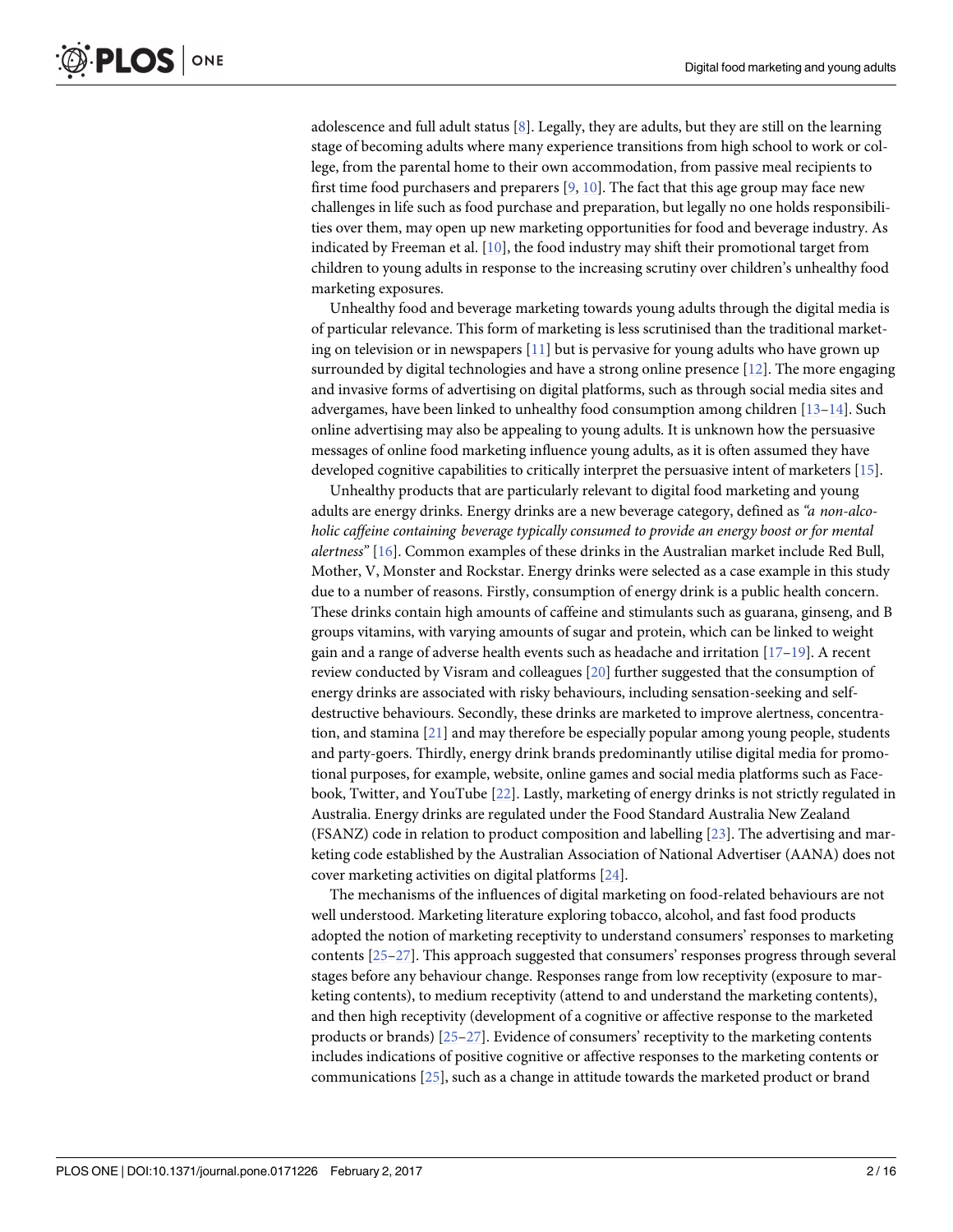adolescence and full adult status [8]. Legally, they are adults, but they are still on the learning stage of becoming adults where many experience transitions from high school to work or college, from the parental home to their own accommodation, from passive meal recipients to first time food purchasers and preparers [9, 10]. The fact that this age group may face new challenges in life such as food purchase and preparation, but legally no one holds responsibilities over them, may open up new marketing opportunities for food and beverage industry. As indicated by Freeman et al. [10], the food industry may shift their promotional target from children to young adults in response to the increasing scrutiny over children's unhealthy food marketing exposures.

Unhealthy food and beverage marketing towards young adults through the digital media is of particular relevance. This form of marketing is less scrutinised than the traditional marketing on television or in newspapers [11] but is pervasive for young adults who have grown up surrounded by digital technologies and have a strong online presence [12]. The more engaging and invasive forms of advertising on digital platforms, such as through social media sites and advergames, have been linked to unhealthy food consumption among children [13–14]. Such online advertising may also be appealing to young adults. It is unknown how the persuasive messages of online food marketing influence young adults, as it is often assumed they have developed cognitive capabilities to critically interpret the persuasive intent of marketers [15].

Unhealthy products that are particularly relevant to digital food marketing and young adults are energy drinks. Energy drinks are a new beverage category, defined as *"a non-alcoholic caffeine containing beverage typically consumed to provide an energy boost or for mental alertness"* [16]. Common examples of these drinks in the Australian market include Red Bull, Mother, V, Monster and Rockstar. Energy drinks were selected as a case example in this study due to a number of reasons. Firstly, consumption of energy drink is a public health concern. These drinks contain high amounts of caffeine and stimulants such as guarana, ginseng, and B groups vitamins, with varying amounts of sugar and protein, which can be linked to weight gain and a range of adverse health events such as headache and irritation [17–19]. A recent review conducted by Visram and colleagues [20] further suggested that the consumption of energy drinks are associated with risky behaviours, including sensation-seeking and self-destructive behaviours. Secondly, these drinks are marketed to improve alertness, concentration, and stamina [21] and may therefore be especially popular among young people, students and party-goers. Thirdly, energy drink brands predominantly utilise digital media for promotional purposes, for example, website, online games and social media platforms such as Facebook, Twitter, and YouTube [22]. Lastly, marketing of energy drinks is not strictly regulated in Australia. Energy drinks are regulated under the Food Standard Australia New Zealand (FSANZ) code in relation to product composition and labelling [23]. The advertising and marketing code established by the Australian Association of National Advertiser (AANA) does not cover marketing activities on digital platforms [24].

The mechanisms of the influences of digital marketing on food-related behaviours are not well understood. Marketing literature exploring tobacco, alcohol, and fast food products adopted the notion of marketing receptivity to understand consumers' responses to marketing contents [25–27]. This approach suggested that consumers' responses progress through several stages before any behaviour change. Responses range from low receptivity (exposure to marketing contents), to medium receptivity (attend to and understand the marketing contents), and then high receptivity (development of a cognitive or affective response to the marketed products or brands) [25–27]. Evidence of consumers' receptivity to the marketing contents includes indications of positive cognitive or affective responses to the marketing contents or communications [25], such as a change in attitude towards the marketed product or brand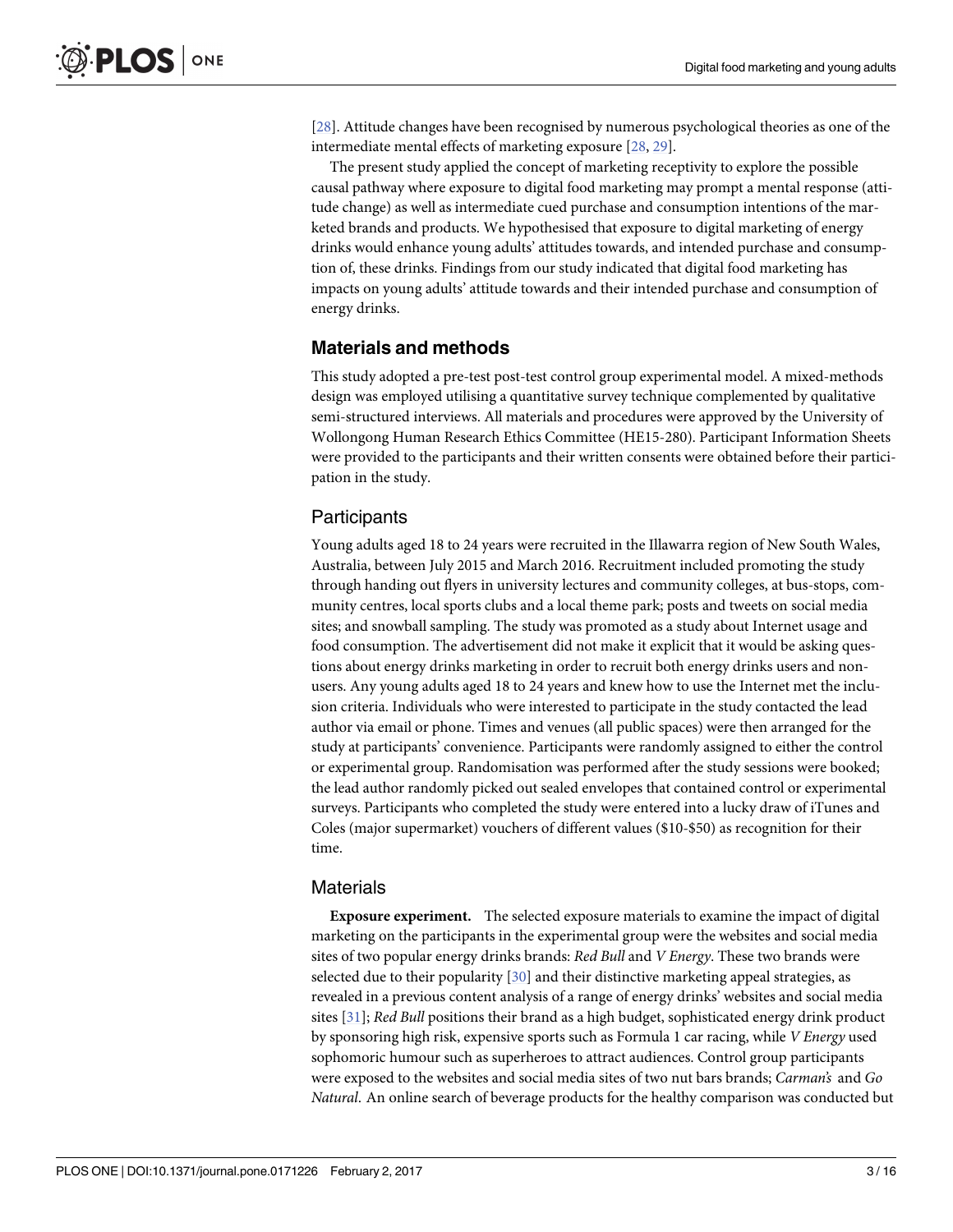[28]. Attitude changes have been recognised by numerous psychological theories as one of the intermediate mental effects of marketing exposure [28, 29].

The present study applied the concept of marketing receptivity to explore the possible causal pathway where exposure to digital food marketing may prompt a mental response (attitude change) as well as intermediate cued purchase and consumption intentions of the marketed brands and products. We hypothesised that exposure to digital marketing of energy drinks would enhance young adults' attitudes towards, and intended purchase and consumption of, these drinks. Findings from our study indicated that digital food marketing has impacts on young adults' attitude towards and their intended purchase and consumption of energy drinks.

## Materials and methods

This study adopted a pre-test post-test control group experimental model. A mixed-methods design was employed utilising a quantitative survey technique complemented by qualitative semi-structured interviews. All materials and procedures were approved by the University of Wollongong Human Research Ethics Committee (HE15-280). Participant Information Sheets were provided to the participants and their written consents were obtained before their participation in the study.

### Participants

Young adults aged 18 to 24 years were recruited in the Illawarra region of New South Wales, Australia, between July 2015 and March 2016. Recruitment included promoting the study through handing out flyers in university lectures and community colleges, at bus-stops, community centres, local sports clubs and a local theme park; posts and tweets on social media sites; and snowball sampling. The study was promoted as a study about Internet usage and food consumption. The advertisement did not make it explicit that it would be asking questions about energy drinks marketing in order to recruit both energy drinks users and non-users. Any young adults aged 18 to 24 years and knew how to use the Internet met the inclusion criteria. Individuals who were interested to participate in the study contacted the lead author via email or phone. Times and venues (all public spaces) were then arranged for the study at participants' convenience. Participants were randomly assigned to either the control or experimental group. Randomisation was performed after the study sessions were booked; the lead author randomly picked out sealed envelopes that contained control or experimental surveys. Participants who completed the study were entered into a lucky draw of iTunes and Coles (major supermarket) vouchers of different values ($10-$50) as recognition for their time.

### Materials

**Exposure experiment.** The selected exposure materials to examine the impact of digital marketing on the participants in the experimental group were the websites and social media sites of two popular energy drinks brands: *Red Bull* and *V Energy*. These two brands were selected due to their popularity [30] and their distinctive marketing appeal strategies, as revealed in a previous content analysis of a range of energy drinks' websites and social media sites [31]; *Red Bull* positions their brand as a high budget, sophisticated energy drink product by sponsoring high risk, expensive sports such as Formula 1 car racing, while *V Energy* used sophomoric humour such as superheroes to attract audiences. Control group participants were exposed to the websites and social media sites of two nut bars brands; *Carman's* and *Go Natural*. An online search of beverage products for the healthy comparison was conducted but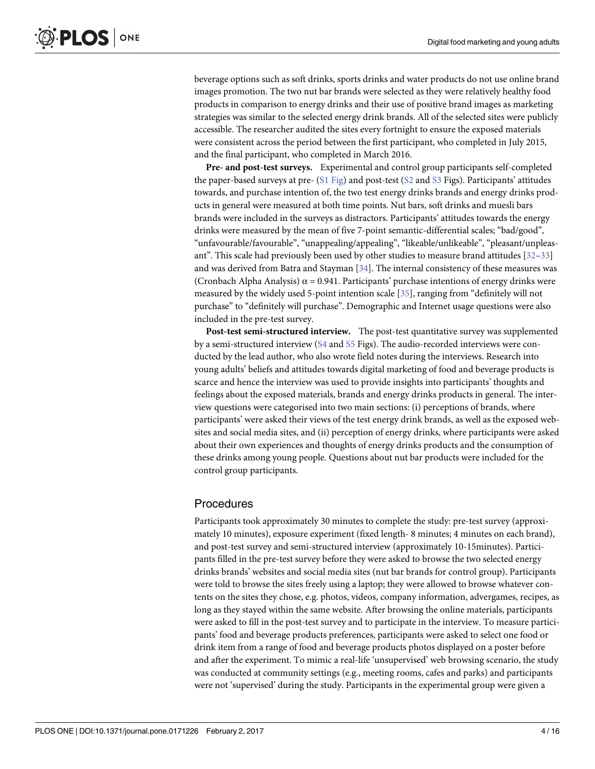beverage options such as soft drinks, sports drinks and water products do not use online brand images promotion. The two nut bar brands were selected as they were relatively healthy food products in comparison to energy drinks and their use of positive brand images as marketing strategies was similar to the selected energy drink brands. All of the selected sites were publicly accessible. The researcher audited the sites every fortnight to ensure the exposed materials were consistent across the period between the first participant, who completed in July 2015, and the final participant, who completed in March 2016.

**Pre- and post-test surveys.** Experimental and control group participants self-completed the paper-based surveys at pre- (S1 Fig) and post-test (S2 and S3 Figs). Participants' attitudes towards, and purchase intention of, the two test energy drinks brands and energy drinks products in general were measured at both time points. Nut bars, soft drinks and muesli bars brands were included in the surveys as distractors. Participants' attitudes towards the energy drinks were measured by the mean of five 7-point semantic-differential scales; "bad/good", "unfavourable/favourable", "unappealing/appealing", "likeable/unlikeable", "pleasant/unpleasant". This scale had previously been used by other studies to measure brand attitudes [32–33] and was derived from Batra and Stayman [34]. The internal consistency of these measures was (Cronbach Alpha Analysis) $\alpha = 0.941$. Participants' purchase intentions of energy drinks were measured by the widely used 5-point intention scale [35], ranging from "definitely will not purchase" to "definitely will purchase". Demographic and Internet usage questions were also included in the pre-test survey.

**Post-test semi-structured interview.** The post-test quantitative survey was supplemented by a semi-structured interview (S4 and S5 Figs). The audio-recorded interviews were conducted by the lead author, who also wrote field notes during the interviews. Research into young adults' beliefs and attitudes towards digital marketing of food and beverage products is scarce and hence the interview was used to provide insights into participants' thoughts and feelings about the exposed materials, brands and energy drinks products in general. The interview questions were categorised into two main sections: (i) perceptions of brands, where participants' were asked their views of the test energy drink brands, as well as the exposed websites and social media sites, and (ii) perception of energy drinks, where participants were asked about their own experiences and thoughts of energy drinks products and the consumption of these drinks among young people. Questions about nut bar products were included for the control group participants.

## Procedures

Participants took approximately 30 minutes to complete the study: pre-test survey (approximately 10 minutes), exposure experiment (fixed length- 8 minutes; 4 minutes on each brand), and post-test survey and semi-structured interview (approximately 10-15minutes). Participants filled in the pre-test survey before they were asked to browse the two selected energy drinks brands' websites and social media sites (nut bar brands for control group). Participants were told to browse the sites freely using a laptop; they were allowed to browse whatever contents on the sites they chose, e.g. photos, videos, company information, advergames, recipes, as long as they stayed within the same website. After browsing the online materials, participants were asked to fill in the post-test survey and to participate in the interview. To measure participants' food and beverage products preferences, participants were asked to select one food or drink item from a range of food and beverage products photos displayed on a poster before and after the experiment. To mimic a real-life 'unsupervised' web browsing scenario, the study was conducted at community settings (e.g., meeting rooms, cafes and parks) and participants were not 'supervised' during the study. Participants in the experimental group were given a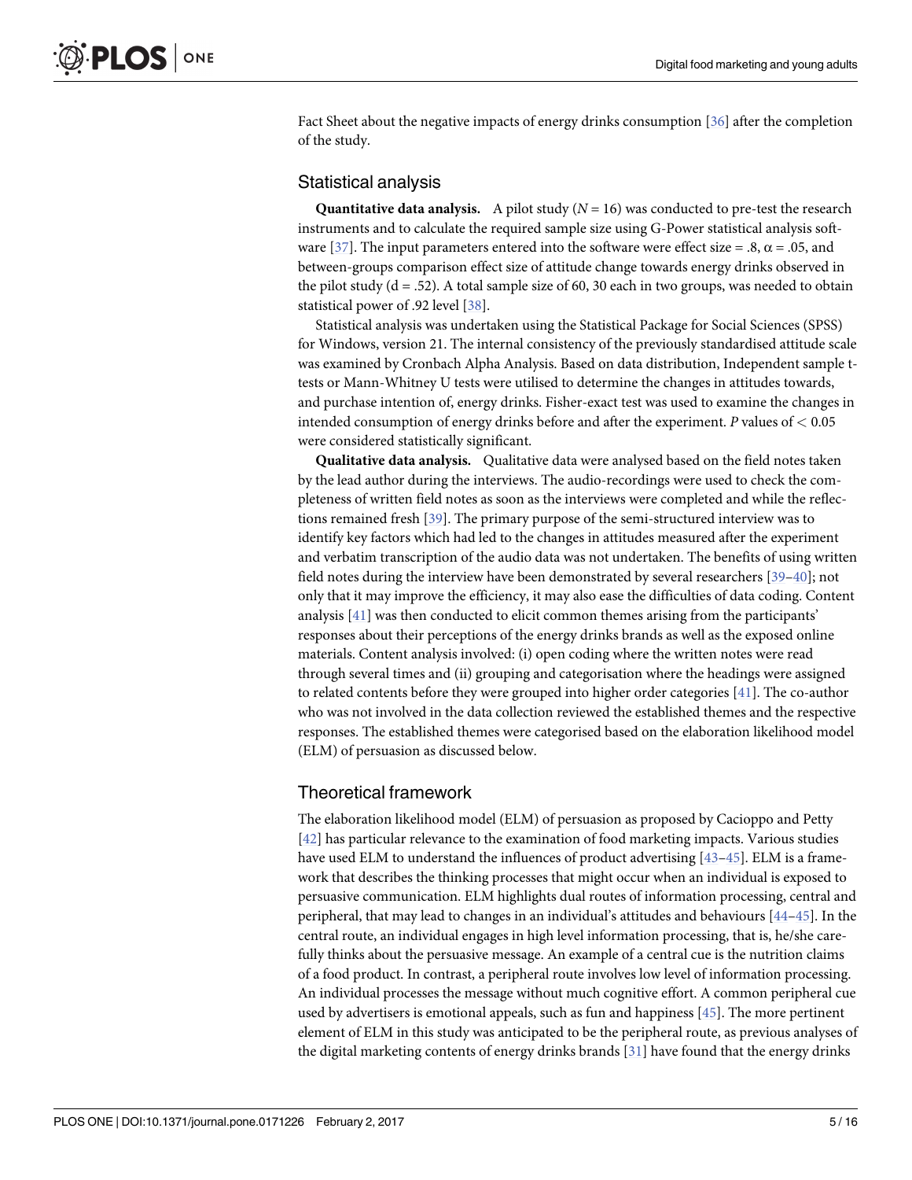Fact Sheet about the negative impacts of energy drinks consumption [36] after the completion of the study.

## Statistical analysis

**Quantitative data analysis.** A pilot study ($N = 16$) was conducted to pre-test the research instruments and to calculate the required sample size using G-Power statistical analysis software [37]. The input parameters entered into the software were effect size = .8, $\alpha = .05$, and between-groups comparison effect size of attitude change towards energy drinks observed in the pilot study ($d = .52$). A total sample size of 60, 30 each in two groups, was needed to obtain statistical power of .92 level [38].

Statistical analysis was undertaken using the Statistical Package for Social Sciences (SPSS) for Windows, version 21. The internal consistency of the previously standardised attitude scale was examined by Cronbach Alpha Analysis. Based on data distribution, Independent sample t-tests or Mann-Whitney U tests were utilised to determine the changes in attitudes towards, and purchase intention of, energy drinks. Fisher-exact test was used to examine the changes in intended consumption of energy drinks before and after the experiment. *P* values of $< 0.05$ were considered statistically significant.

**Qualitative data analysis.** Qualitative data were analysed based on the field notes taken by the lead author during the interviews. The audio-recordings were used to check the completeness of written field notes as soon as the interviews were completed and while the reflections remained fresh [39]. The primary purpose of the semi-structured interview was to identify key factors which had led to the changes in attitudes measured after the experiment and verbatim transcription of the audio data was not undertaken. The benefits of using written field notes during the interview have been demonstrated by several researchers [39–40]; not only that it may improve the efficiency, it may also ease the difficulties of data coding. Content analysis [41] was then conducted to elicit common themes arising from the participants' responses about their perceptions of the energy drinks brands as well as the exposed online materials. Content analysis involved: (i) open coding where the written notes were read through several times and (ii) grouping and categorisation where the headings were assigned to related contents before they were grouped into higher order categories [41]. The co-author who was not involved in the data collection reviewed the established themes and the respective responses. The established themes were categorised based on the elaboration likelihood model (ELM) of persuasion as discussed below.

## Theoretical framework

The elaboration likelihood model (ELM) of persuasion as proposed by Cacioppo and Petty [42] has particular relevance to the examination of food marketing impacts. Various studies have used ELM to understand the influences of product advertising [43–45]. ELM is a framework that describes the thinking processes that might occur when an individual is exposed to persuasive communication. ELM highlights dual routes of information processing, central and peripheral, that may lead to changes in an individual's attitudes and behaviours [44–45]. In the central route, an individual engages in high level information processing, that is, he/she carefully thinks about the persuasive message. An example of a central cue is the nutrition claims of a food product. In contrast, a peripheral route involves low level of information processing. An individual processes the message without much cognitive effort. A common peripheral cue used by advertisers is emotional appeals, such as fun and happiness [45]. The more pertinent element of ELM in this study was anticipated to be the peripheral route, as previous analyses of the digital marketing contents of energy drinks brands [31] have found that the energy drinks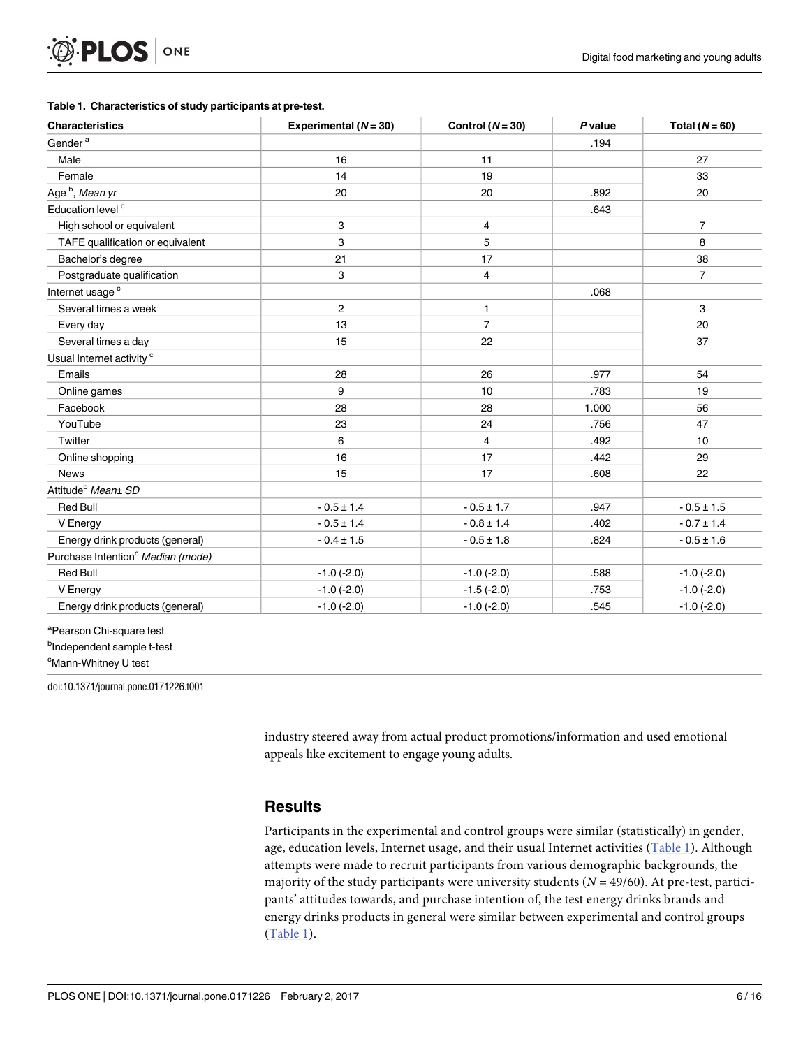**Table 1. Characteristics of study participants at pre-test.**

| Characteristics | Experimental (*N* = 30) | Control (*N* = 30) | *P* value | Total (*N* = 60) |
|---|---|---|---|---|
| Gender [a] | | | .194 | |
| Male | 16 | 11 | | 27 |
| Female | 14 | 19 | | 33 |
| Age [b], *Mean yr* | 20 | 20 | .892 | 20 |
| Education level [c] | | | .643 | |
| High school or equivalent | 3 | 4 | | 7 |
| TAFE qualification or equivalent | 3 | 5 | | 8 |
| Bachelor's degree | 21 | 17 | | 38 |
| Postgraduate qualification | 3 | 4 | | 7 |
| Internet usage [c] | | | .068 | |
| Several times a week | 2 | 1 | | 3 |
| Every day | 13 | 7 | | 20 |
| Several times a day | 15 | 22 | | 37 |
| Usual Internet activity [c] | | | | |
| Emails | 28 | 26 | .977 | 54 |
| Online games | 9 | 10 | .783 | 19 |
| Facebook | 28 | 28 | 1.000 | 56 |
| YouTube | 23 | 24 | .756 | 47 |
| Twitter | 6 | 4 | .492 | 10 |
| Online shopping | 16 | 17 | .442 | 29 |
| News | 15 | 17 | .608 | 22 |
| Attitude[b] *Mean± SD* | | | | |
| Red Bull | - 0.5 ± 1.4 | - 0.5 ± 1.7 | .947 | - 0.5 ± 1.5 |
| V Energy | - 0.5 ± 1.4 | - 0.8 ± 1.4 | .402 | - 0.7 ± 1.4 |
| Energy drink products (general) | - 0.4 ± 1.5 | - 0.5 ± 1.8 | .824 | - 0.5 ± 1.6 |
| Purchase Intention[c] *Median (mode)* | | | | |
| Red Bull | -1.0 (-2.0) | -1.0 (-2.0) | .588 | -1.0 (-2.0) |
| V Energy | -1.0 (-2.0) | -1.5 (-2.0) | .753 | -1.0 (-2.0) |
| Energy drink products (general) | -1.0 (-2.0) | -1.0 (-2.0) | .545 | -1.0 (-2.0) |

[a]Pearson Chi-square test

[b]Independent sample t-test

[c]Mann-Whitney U test

doi:10.1371/journal.pone.0171226.t001

industry steered away from actual product promotions/information and used emotional appeals like excitement to engage young adults.

## Results

Participants in the experimental and control groups were similar (statistically) in gender, age, education levels, Internet usage, and their usual Internet activities (Table 1). Although attempts were made to recruit participants from various demographic backgrounds, the majority of the study participants were university students ($N = 49/60$). At pre-test, participants' attitudes towards, and purchase intention of, the test energy drinks brands and energy drinks products in general were similar between experimental and control groups (Table 1).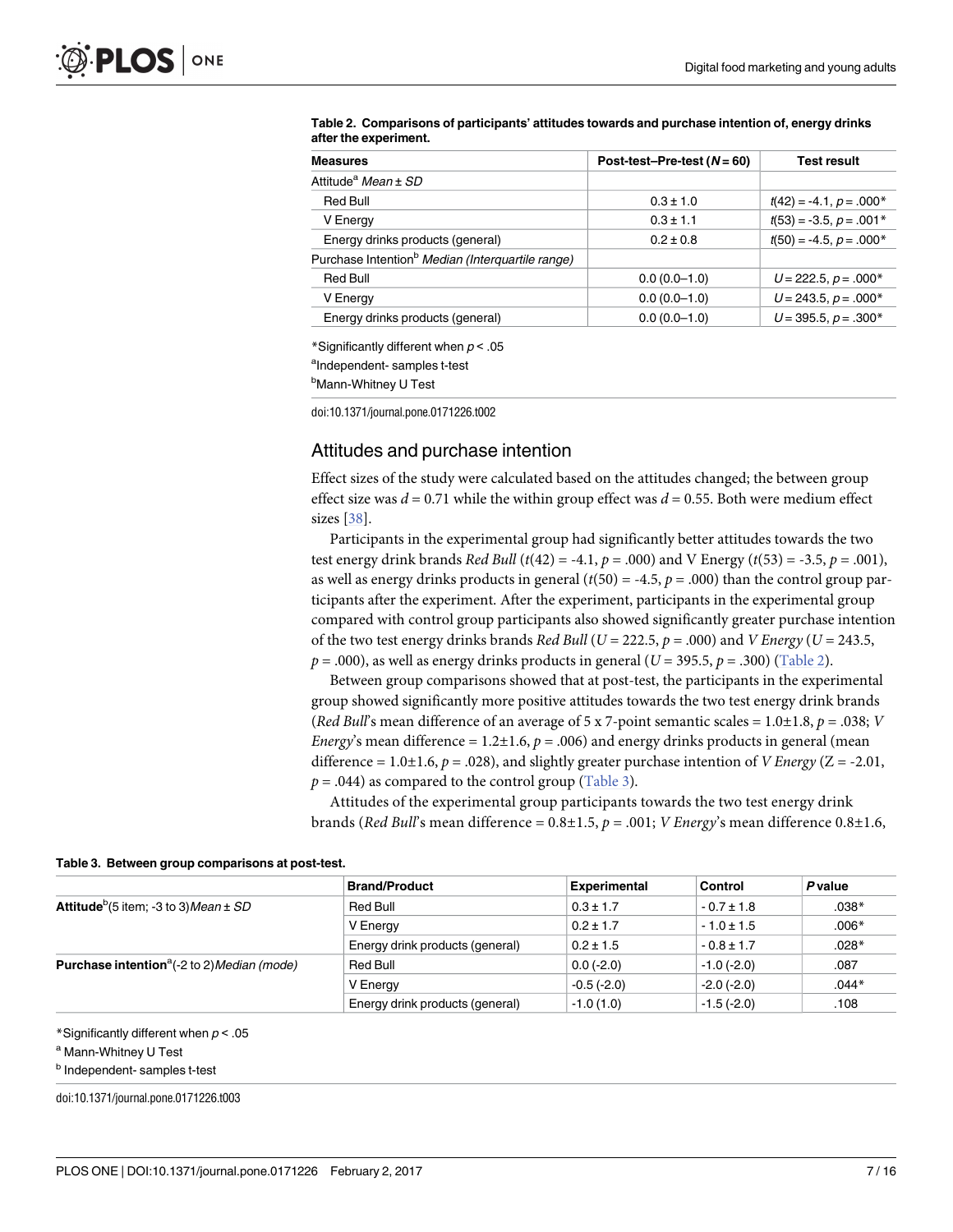**Table 2. Comparisons of participants' attitudes towards and purchase intention of, energy drinks after the experiment.**

| Measures | Post-test–Pre-test ($N$ = 60) | Test result |
|---|---|---|
| Attitude[a] *Mean ± SD* | | |
| Red Bull | 0.3 ± 1.0 | $t(42) = -4.1$, $p = .000$* |
| V Energy | 0.3 ± 1.1 | $t(53) = -3.5$, $p = .001$* |
| Energy drinks products (general) | 0.2 ± 0.8 | $t(50) = -4.5$, $p = .000$* |
| Purchase Intention[b] *Median (Interquartile range)* | | |
| Red Bull | 0.0 (0.0–1.0) | $U = 222.5$, $p = .000$* |
| V Energy | 0.0 (0.0–1.0) | $U = 243.5$, $p = .000$* |
| Energy drinks products (general) | 0.0 (0.0–1.0) | $U = 395.5$, $p = .300$* |

*Significantly different when $p < .05$

[a]Independent- samples t-test

[b]Mann-Whitney U Test

doi:10.1371/journal.pone.0171226.t002

## Attitudes and purchase intention

Effect sizes of the study were calculated based on the attitudes changed; the between group effect size was $d = 0.71$ while the within group effect was $d = 0.55$. Both were medium effect sizes [38].

Participants in the experimental group had significantly better attitudes towards the two test energy drink brands *Red Bull* ($t(42) = -4.1$, $p = .000$) and V Energy ($t(53) = -3.5$, $p = .001$), as well as energy drinks products in general ($t(50) = -4.5$, $p = .000$) than the control group participants after the experiment. After the experiment, participants in the experimental group compared with control group participants also showed significantly greater purchase intention of the two test energy drinks brands *Red Bull* ($U = 222.5$, $p = .000$) and *V Energy* ($U = 243.5$, $p = .000$), as well as energy drinks products in general ($U = 395.5$, $p = .300$) (Table 2).

Between group comparisons showed that at post-test, the participants in the experimental group showed significantly more positive attitudes towards the two test energy drink brands (*Red Bull*'s mean difference of an average of 5 x 7-point semantic scales = 1.0±1.8, $p = .038$; *V Energy*'s mean difference = 1.2±1.6, $p = .006$) and energy drinks products in general (mean difference = 1.0±1.6, $p = .028$), and slightly greater purchase intention of *V Energy* (Z = -2.01, $p = .044$) as compared to the control group (Table 3).

Attitudes of the experimental group participants towards the two test energy drink brands (*Red Bull*'s mean difference = 0.8±1.5, $p = .001$; *V Energy*'s mean difference 0.8±1.6,

**Table 3. Between group comparisons at post-test.**

| | Brand/Product | Experimental | Control | *P* value |
|---|---|---|---|---|
| **Attitude**[b](5 item; -3 to 3)*Mean ± SD* | Red Bull | 0.3 ± 1.7 | - 0.7 ± 1.8 | .038* |
| | V Energy | 0.2 ± 1.7 | - 1.0 ± 1.5 | .006* |
| | Energy drink products (general) | 0.2 ± 1.5 | - 0.8 ± 1.7 | .028* |
| **Purchase intention**[a](-2 to 2)*Median (mode)* | Red Bull | 0.0 (-2.0) | -1.0 (-2.0) | .087 |
| | V Energy | -0.5 (-2.0) | -2.0 (-2.0) | .044* |
| | Energy drink products (general) | -1.0 (1.0) | -1.5 (-2.0) | .108 |

*Significantly different when $p < .05$

[a] Mann-Whitney U Test

[b] Independent- samples t-test

doi:10.1371/journal.pone.0171226.t003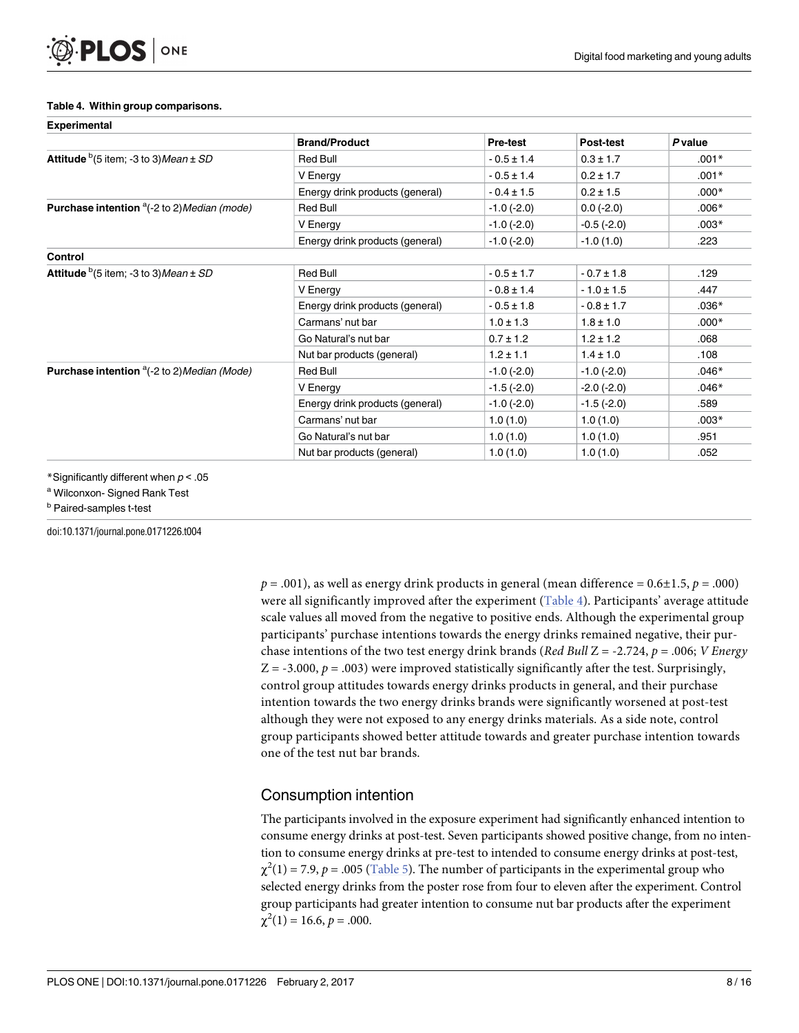**Table 4. Within group comparisons.**

| **Experimental** | | | | |
|---|---|---|---|---|
| | **Brand/Product** | **Pre-test** | **Post-test** | ***P* value** |
| **Attitude** [b](5 item; -3 to 3)*Mean ± SD* | Red Bull | - 0.5 ± 1.4 | 0.3 ± 1.7 | .001* |
| | V Energy | - 0.5 ± 1.4 | 0.2 ± 1.7 | .001* |
| | Energy drink products (general) | - 0.4 ± 1.5 | 0.2 ± 1.5 | .000* |
| **Purchase intention** [a](-2 to 2)*Median (mode)* | Red Bull | -1.0 (-2.0) | 0.0 (-2.0) | .006* |
| | V Energy | -1.0 (-2.0) | -0.5 (-2.0) | .003* |
| | Energy drink products (general) | -1.0 (-2.0) | -1.0 (1.0) | .223 |
| **Control** | | | | |
| **Attitude** [b](5 item; -3 to 3)*Mean ± SD* | Red Bull | - 0.5 ± 1.7 | - 0.7 ± 1.8 | .129 |
| | V Energy | - 0.8 ± 1.4 | - 1.0 ± 1.5 | .447 |
| | Energy drink products (general) | - 0.5 ± 1.8 | - 0.8 ± 1.7 | .036* |
| | Carmans' nut bar | 1.0 ± 1.3 | 1.8 ± 1.0 | .000* |
| | Go Natural's nut bar | 0.7 ± 1.2 | 1.2 ± 1.2 | .068 |
| | Nut bar products (general) | 1.2 ± 1.1 | 1.4 ± 1.0 | .108 |
| **Purchase intention** [a](-2 to 2)*Median (Mode)* | Red Bull | -1.0 (-2.0) | -1.0 (-2.0) | .046* |
| | V Energy | -1.5 (-2.0) | -2.0 (-2.0) | .046* |
| | Energy drink products (general) | -1.0 (-2.0) | -1.5 (-2.0) | .589 |
| | Carmans' nut bar | 1.0 (1.0) | 1.0 (1.0) | .003* |
| | Go Natural's nut bar | 1.0 (1.0) | 1.0 (1.0) | .951 |
| | Nut bar products (general) | 1.0 (1.0) | 1.0 (1.0) | .052 |

*Significantly different when $p < .05$

[a] Wilconxon- Signed Rank Test

[b] Paired-samples t-test

doi:10.1371/journal.pone.0171226.t004

$p = .001$), as well as energy drink products in general (mean difference = 0.6±1.5, $p = .000$) were all significantly improved after the experiment (Table 4). Participants' average attitude scale values all moved from the negative to positive ends. Although the experimental group participants' purchase intentions towards the energy drinks remained negative, their purchase intentions of the two test energy drink brands (*Red Bull* Z = -2.724, $p = .006$; *V Energy* Z = -3.000, $p = .003$) were improved statistically significantly after the test. Surprisingly, control group attitudes towards energy drinks products in general, and their purchase intention towards the two energy drinks brands were significantly worsened at post-test although they were not exposed to any energy drinks materials. As a side note, control group participants showed better attitude towards and greater purchase intention towards one of the test nut bar brands.

## Consumption intention

The participants involved in the exposure experiment had significantly enhanced intention to consume energy drinks at post-test. Seven participants showed positive change, from no intention to consume energy drinks at pre-test to intended to consume energy drinks at post-test, $\chi^2(1) = 7.9$, $p = .005$ (Table 5). The number of participants in the experimental group who selected energy drinks from the poster rose from four to eleven after the experiment. Control group participants had greater intention to consume nut bar products after the experiment $\chi^2(1) = 16.6$, $p = .000$.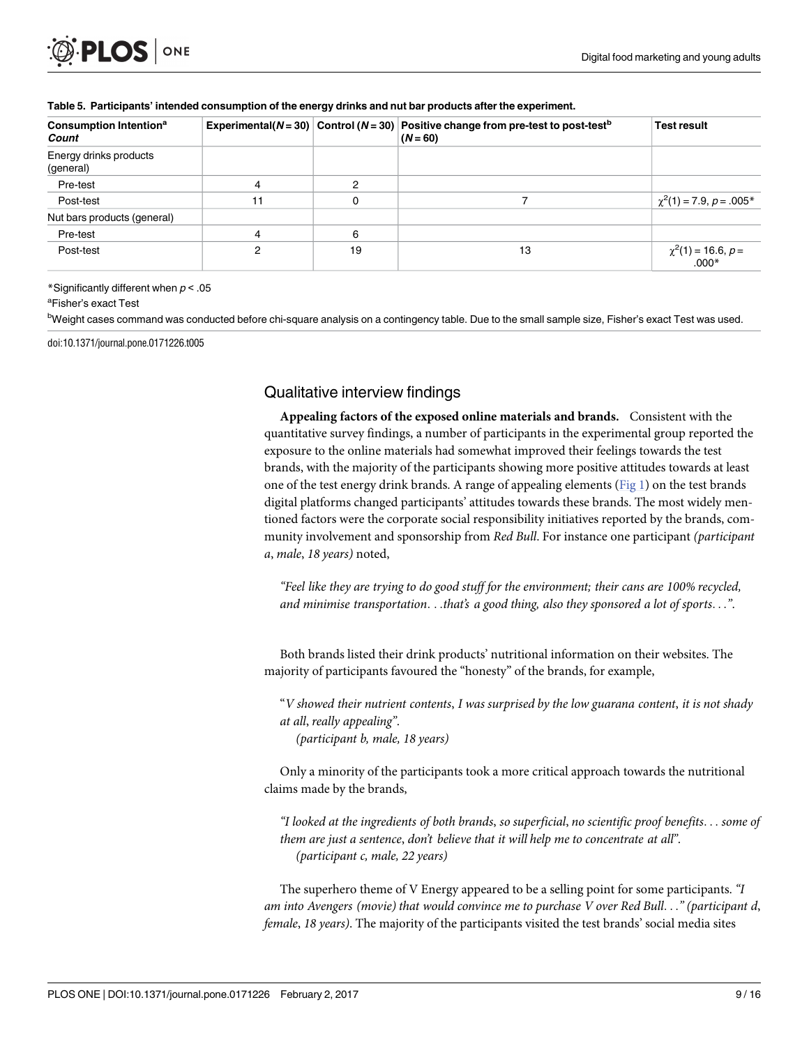**Table 5. Participants' intended consumption of the energy drinks and nut bar products after the experiment.**

| Consumption Intention[a] *Count* | Experimental($N = 30$) | Control ($N = 30$) | Positive change from pre-test to post-test[b] ($N = 60$) | Test result |
|---|---|---|---|---|
| Energy drinks products (general) | | | | |
| Pre-test | 4 | 2 | | |
| Post-test | 11 | 0 | 7 | $\chi^2(1) = 7.9$, $p = .005$* |
| Nut bars products (general) | | | | |
| Pre-test | 4 | 6 | | |
| Post-test | 2 | 19 | 13 | $\chi^2(1) = 16.6$, $p = .000$* |

*Significantly different when $p < .05$

[a]Fisher's exact Test

[b]Weight cases command was conducted before chi-square analysis on a contingency table. Due to the small sample size, Fisher's exact Test was used.

doi:10.1371/journal.pone.0171226.t005

## Qualitative interview findings

**Appealing factors of the exposed online materials and brands.** Consistent with the quantitative survey findings, a number of participants in the experimental group reported the exposure to the online materials had somewhat improved their feelings towards the test brands, with the majority of the participants showing more positive attitudes towards at least one of the test energy drink brands. A range of appealing elements (Fig 1) on the test brands digital platforms changed participants' attitudes towards these brands. The most widely mentioned factors were the corporate social responsibility initiatives reported by the brands, community involvement and sponsorship from *Red Bull*. For instance one participant *(participant a, male, 18 years)* noted,

> *"Feel like they are trying to do good stuff for the environment; their cans are 100% recycled, and minimise transportation. . .that's a good thing, also they sponsored a lot of sports. . .".*

Both brands listed their drink products' nutritional information on their websites. The majority of participants favoured the "honesty" of the brands, for example,

> "*V showed their nutrient contents, I was surprised by the low guarana content, it is not shady at all, really appealing".*
> *(participant b, male, 18 years)*

Only a minority of the participants took a more critical approach towards the nutritional claims made by the brands,

> *"I looked at the ingredients of both brands, so superficial, no scientific proof benefits. . . some of them are just a sentence, don't believe that it will help me to concentrate at all".*
> *(participant c, male, 22 years)*

The superhero theme of V Energy appeared to be a selling point for some participants. *"I am into Avengers (movie) that would convince me to purchase V over Red Bull. . ." (participant d, female, 18 years)*. The majority of the participants visited the test brands' social media sites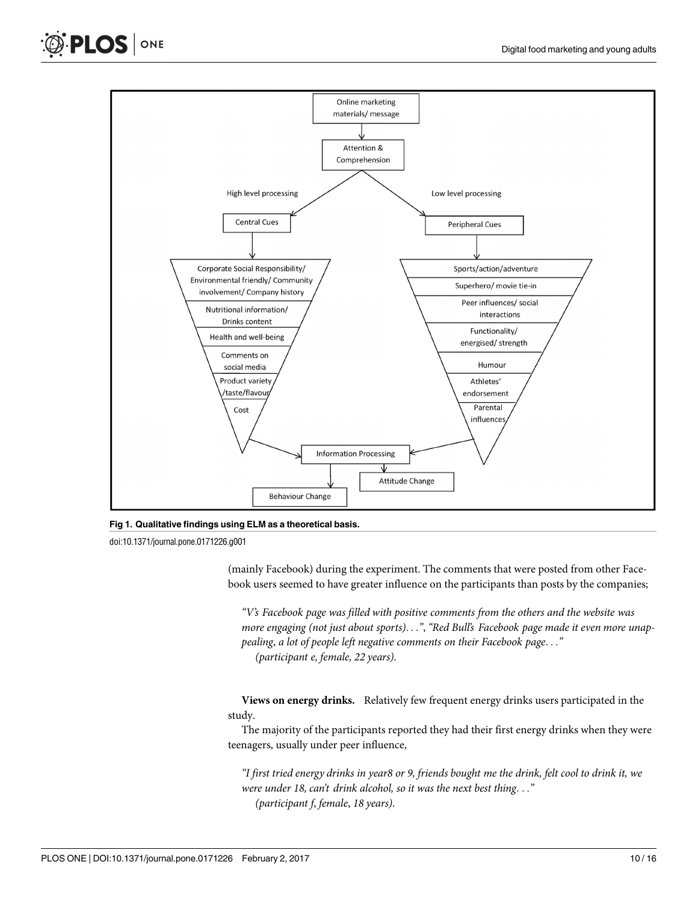Fig 1. Qualitative findings using ELM as a theoretical basis.

doi:10.1371/journal.pone.0171226.g001

(mainly Facebook) during the experiment. The comments that were posted from other Facebook users seemed to have greater influence on the participants than posts by the companies;

> *"V's Facebook page was filled with positive comments from the others and the website was more engaging (not just about sports)...", "Red Bull's Facebook page made it even more unappealing, a lot of people left negative comments on their Facebook page..."*
> *(participant e, female, 22 years).*

**Views on energy drinks.** Relatively few frequent energy drinks users participated in the study.

The majority of the participants reported they had their first energy drinks when they were teenagers, usually under peer influence,

> *"I first tried energy drinks in year8 or 9, friends bought me the drink, felt cool to drink it, we were under 18, can't drink alcohol, so it was the next best thing..."*
> *(participant f, female, 18 years).*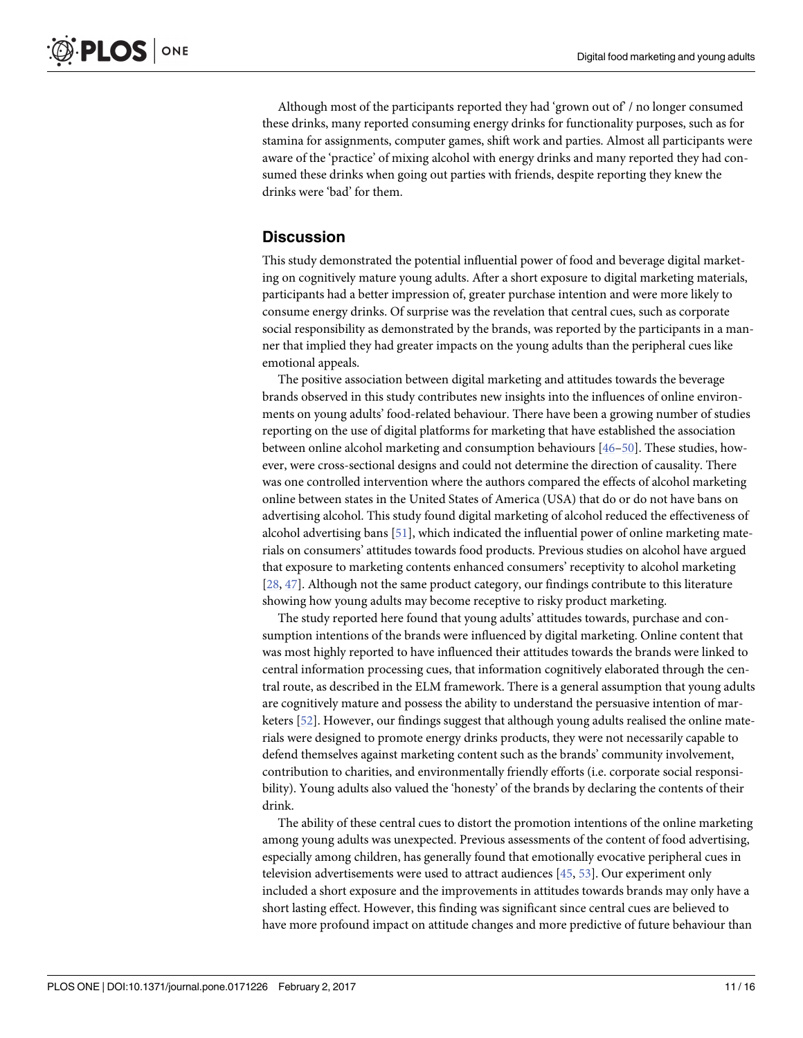Although most of the participants reported they had 'grown out of' / no longer consumed these drinks, many reported consuming energy drinks for functionality purposes, such as for stamina for assignments, computer games, shift work and parties. Almost all participants were aware of the 'practice' of mixing alcohol with energy drinks and many reported they had consumed these drinks when going out parties with friends, despite reporting they knew the drinks were 'bad' for them.

## Discussion

This study demonstrated the potential influential power of food and beverage digital marketing on cognitively mature young adults. After a short exposure to digital marketing materials, participants had a better impression of, greater purchase intention and were more likely to consume energy drinks. Of surprise was the revelation that central cues, such as corporate social responsibility as demonstrated by the brands, was reported by the participants in a manner that implied they had greater impacts on the young adults than the peripheral cues like emotional appeals.

The positive association between digital marketing and attitudes towards the beverage brands observed in this study contributes new insights into the influences of online environments on young adults' food-related behaviour. There have been a growing number of studies reporting on the use of digital platforms for marketing that have established the association between online alcohol marketing and consumption behaviours [46–50]. These studies, however, were cross-sectional designs and could not determine the direction of causality. There was one controlled intervention where the authors compared the effects of alcohol marketing online between states in the United States of America (USA) that do or do not have bans on advertising alcohol. This study found digital marketing of alcohol reduced the effectiveness of alcohol advertising bans [51], which indicated the influential power of online marketing materials on consumers' attitudes towards food products. Previous studies on alcohol have argued that exposure to marketing contents enhanced consumers' receptivity to alcohol marketing [28, 47]. Although not the same product category, our findings contribute to this literature showing how young adults may become receptive to risky product marketing.

The study reported here found that young adults' attitudes towards, purchase and consumption intentions of the brands were influenced by digital marketing. Online content that was most highly reported to have influenced their attitudes towards the brands were linked to central information processing cues, that information cognitively elaborated through the central route, as described in the ELM framework. There is a general assumption that young adults are cognitively mature and possess the ability to understand the persuasive intention of marketers [52]. However, our findings suggest that although young adults realised the online materials were designed to promote energy drinks products, they were not necessarily capable to defend themselves against marketing content such as the brands' community involvement, contribution to charities, and environmentally friendly efforts (i.e. corporate social responsibility). Young adults also valued the 'honesty' of the brands by declaring the contents of their drink.

The ability of these central cues to distort the promotion intentions of the online marketing among young adults was unexpected. Previous assessments of the content of food advertising, especially among children, has generally found that emotionally evocative peripheral cues in television advertisements were used to attract audiences [45, 53]. Our experiment only included a short exposure and the improvements in attitudes towards brands may only have a short lasting effect. However, this finding was significant since central cues are believed to have more profound impact on attitude changes and more predictive of future behaviour than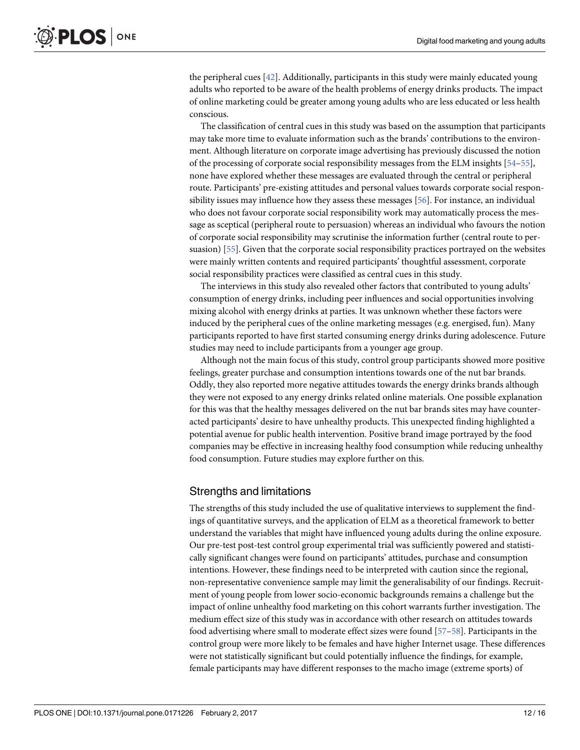the peripheral cues [42]. Additionally, participants in this study were mainly educated young adults who reported to be aware of the health problems of energy drinks products. The impact of online marketing could be greater among young adults who are less educated or less health conscious.

The classification of central cues in this study was based on the assumption that participants may take more time to evaluate information such as the brands' contributions to the environment. Although literature on corporate image advertising has previously discussed the notion of the processing of corporate social responsibility messages from the ELM insights [54–55], none have explored whether these messages are evaluated through the central or peripheral route. Participants' pre-existing attitudes and personal values towards corporate social responsibility issues may influence how they assess these messages [56]. For instance, an individual who does not favour corporate social responsibility work may automatically process the message as sceptical (peripheral route to persuasion) whereas an individual who favours the notion of corporate social responsibility may scrutinise the information further (central route to persuasion) [55]. Given that the corporate social responsibility practices portrayed on the websites were mainly written contents and required participants' thoughtful assessment, corporate social responsibility practices were classified as central cues in this study.

The interviews in this study also revealed other factors that contributed to young adults' consumption of energy drinks, including peer influences and social opportunities involving mixing alcohol with energy drinks at parties. It was unknown whether these factors were induced by the peripheral cues of the online marketing messages (e.g. energised, fun). Many participants reported to have first started consuming energy drinks during adolescence. Future studies may need to include participants from a younger age group.

Although not the main focus of this study, control group participants showed more positive feelings, greater purchase and consumption intentions towards one of the nut bar brands. Oddly, they also reported more negative attitudes towards the energy drinks brands although they were not exposed to any energy drinks related online materials. One possible explanation for this was that the healthy messages delivered on the nut bar brands sites may have counteracted participants' desire to have unhealthy products. This unexpected finding highlighted a potential avenue for public health intervention. Positive brand image portrayed by the food companies may be effective in increasing healthy food consumption while reducing unhealthy food consumption. Future studies may explore further on this.

## Strengths and limitations

The strengths of this study included the use of qualitative interviews to supplement the findings of quantitative surveys, and the application of ELM as a theoretical framework to better understand the variables that might have influenced young adults during the online exposure. Our pre-test post-test control group experimental trial was sufficiently powered and statistically significant changes were found on participants' attitudes, purchase and consumption intentions. However, these findings need to be interpreted with caution since the regional, non-representative convenience sample may limit the generalisability of our findings. Recruitment of young people from lower socio-economic backgrounds remains a challenge but the impact of online unhealthy food marketing on this cohort warrants further investigation. The medium effect size of this study was in accordance with other research on attitudes towards food advertising where small to moderate effect sizes were found [57–58]. Participants in the control group were more likely to be females and have higher Internet usage. These differences were not statistically significant but could potentially influence the findings, for example, female participants may have different responses to the macho image (extreme sports) of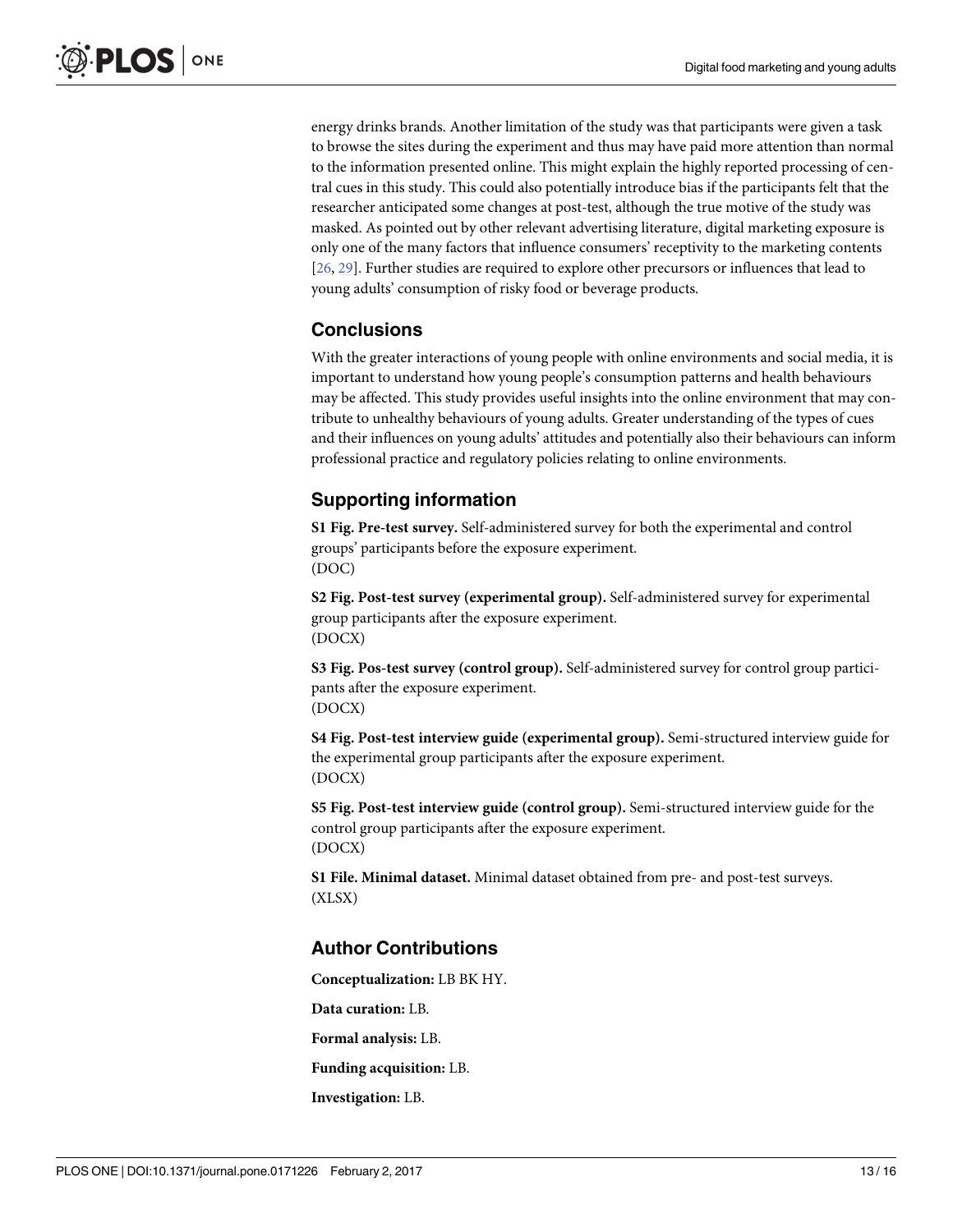energy drinks brands. Another limitation of the study was that participants were given a task to browse the sites during the experiment and thus may have paid more attention than normal to the information presented online. This might explain the highly reported processing of central cues in this study. This could also potentially introduce bias if the participants felt that the researcher anticipated some changes at post-test, although the true motive of the study was masked. As pointed out by other relevant advertising literature, digital marketing exposure is only one of the many factors that influence consumers' receptivity to the marketing contents [26, 29]. Further studies are required to explore other precursors or influences that lead to young adults' consumption of risky food or beverage products.

## Conclusions

With the greater interactions of young people with online environments and social media, it is important to understand how young people's consumption patterns and health behaviours may be affected. This study provides useful insights into the online environment that may contribute to unhealthy behaviours of young adults. Greater understanding of the types of cues and their influences on young adults' attitudes and potentially also their behaviours can inform professional practice and regulatory policies relating to online environments.

## Supporting information

**S1 Fig. Pre-test survey.** Self-administered survey for both the experimental and control groups' participants before the exposure experiment.
(DOC)

**S2 Fig. Post-test survey (experimental group).** Self-administered survey for experimental group participants after the exposure experiment.
(DOCX)

**S3 Fig. Pos-test survey (control group).** Self-administered survey for control group participants after the exposure experiment.
(DOCX)

**S4 Fig. Post-test interview guide (experimental group).** Semi-structured interview guide for the experimental group participants after the exposure experiment.
(DOCX)

**S5 Fig. Post-test interview guide (control group).** Semi-structured interview guide for the control group participants after the exposure experiment.
(DOCX)

**S1 File. Minimal dataset.** Minimal dataset obtained from pre- and post-test surveys.
(XLSX)

## Author Contributions

**Conceptualization:** LB BK HY.

**Data curation:** LB.

**Formal analysis:** LB.

**Funding acquisition:** LB.

**Investigation:** LB.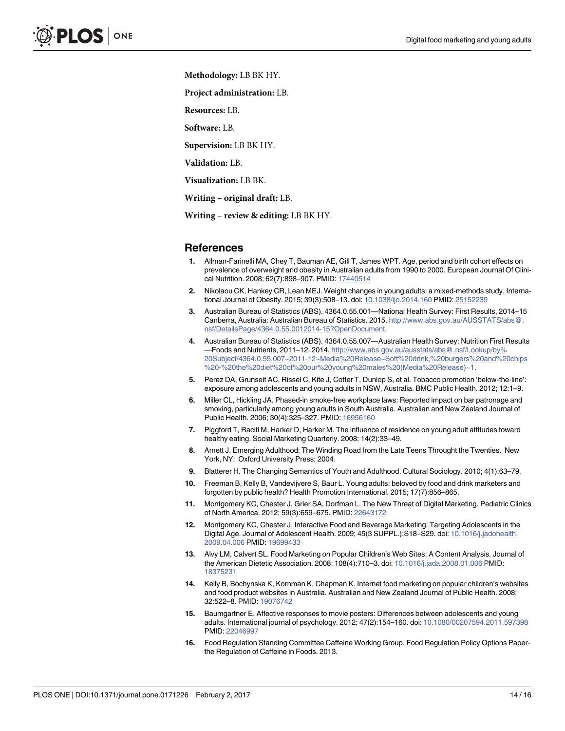**Methodology:** LB BK HY.

**Project administration:** LB.

**Resources:** LB.

**Software:** LB.

**Supervision:** LB BK HY.

**Validation:** LB.

**Visualization:** LB BK.

**Writing – original draft:** LB.

**Writing – review & editing:** LB BK HY.

## References

1. Allman-Farinelli MA, Chey T, Bauman AE, Gill T, James WPT. Age, period and birth cohort effects on prevalence of overweight and obesity in Australian adults from 1990 to 2000. European Journal Of Clinical Nutrition. 2008; 62(7):898–907. PMID: 17440514
2. Nikolaou CK, Hankey CR, Lean MEJ. Weight changes in young adults: a mixed-methods study. International Journal of Obesity. 2015; 39(3):508–13. doi: 10.1038/ijo.2014.160 PMID: 25152239
3. Australian Bureau of Statistics (ABS). 4364.0.55.001—National Health Survey: First Results, 2014–15 Canberra, Australia: Australian Bureau of Statistics. 2015. http://www.abs.gov.au/AUSSTATS/abs@.nsf/DetailsPage/4364.0.55.0012014-15?OpenDocument.
4. Australian Bureau of Statistics (ABS). 4364.0.55.007—Australian Health Survey: Nutrition First Results—Foods and Nutrients, 2011–12. 2014. http://www.abs.gov.au/ausstats/abs@.nsf/Lookup/by%20Subject/4364.0.55.007~2011-12~Media%20Release~Soft%20drink,%20burgers%20and%20chips%20-%20the%20diet%20of%20our%20young%20males%20(Media%20Release)~1.
5. Perez DA, Grunseit AC, Rissel C, Kite J, Cotter T, Dunlop S, et al. Tobacco promotion 'below-the-line': exposure among adolescents and young adults in NSW, Australia. BMC Public Health. 2012; 12:1–9.
6. Miller CL, Hickling JA. Phased-in smoke-free workplace laws: Reported impact on bar patronage and smoking, particularly among young adults in South Australia. Australian and New Zealand Journal of Public Health. 2006; 30(4):325–327. PMID: 16956160
7. Piggford T, Raciti M, Harker D, Harker M. The influence of residence on young adult attitudes toward healthy eating. Social Marketing Quarterly. 2008; 14(2):33–49.
8. Arnett J. Emerging Adulthood: The Winding Road from the Late Teens Throught the Twenties. New York, NY: Oxford University Press; 2004.
9. Blatterer H. The Changing Semantics of Youth and Adulthood. Cultural Sociology. 2010; 4(1):63–79.
10. Freeman B, Kelly B, Vandevijvere S, Baur L. Young adults: beloved by food and drink marketers and forgotten by public health? Health Promotion International. 2015; 17(7):856–865.
11. Montgomery KC, Chester J, Grier SA, Dorfman L. The New Threat of Digital Marketing. Pediatric Clinics of North America. 2012; 59(3):659–675. PMID: 22643172
12. Montgomery KC, Chester J. Interactive Food and Beverage Marketing: Targeting Adolescents in the Digital Age. Journal of Adolescent Health. 2009; 45(3 SUPPL.):S18–S29. doi: 10.1016/j.jadohealth.2009.04.006 PMID: 19699433
13. Alvy LM, Calvert SL. Food Marketing on Popular Children's Web Sites: A Content Analysis. Journal of the American Dietetic Association. 2008; 108(4):710–3. doi: 10.1016/j.jada.2008.01.006 PMID: 18375231
14. Kelly B, Bochynska K, Kornman K, Chapman K. Internet food marketing on popular children's websites and food product websites in Australia. Australian and New Zealand Journal of Public Health. 2008; 32:522–8. PMID: 19076742
15. Baumgartner E. Affective responses to movie posters: Differences between adolescents and young adults. International journal of psychology. 2012; 47(2):154–160. doi: 10.1080/00207594.2011.597398 PMID: 22046997
16. Food Regulation Standing Committee Caffeine Working Group. Food Regulation Policy Options Paper-the Regulation of Caffeine in Foods. 2013.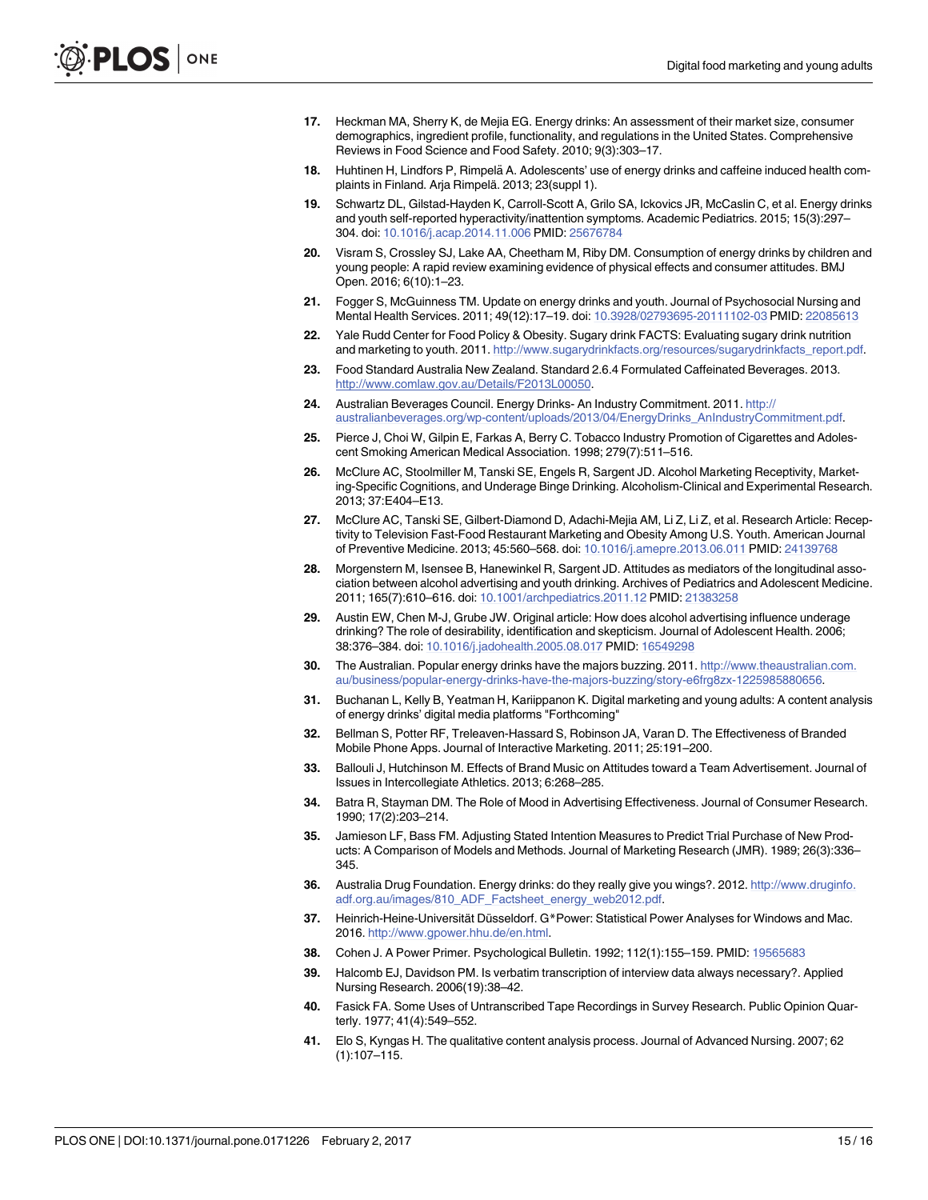17. Heckman MA, Sherry K, de Mejia EG. Energy drinks: An assessment of their market size, consumer demographics, ingredient profile, functionality, and regulations in the United States. Comprehensive Reviews in Food Science and Food Safety. 2010; 9(3):303–17.
18. Huhtinen H, Lindfors P, Rimpelä A. Adolescents' use of energy drinks and caffeine induced health complaints in Finland. Arja Rimpelä. 2013; 23(suppl 1).
19. Schwartz DL, Gilstad-Hayden K, Carroll-Scott A, Grilo SA, Ickovics JR, McCaslin C, et al. Energy drinks and youth self-reported hyperactivity/inattention symptoms. Academic Pediatrics. 2015; 15(3):297–304. doi: 10.1016/j.acap.2014.11.006 PMID: 25676784
20. Visram S, Crossley SJ, Lake AA, Cheetham M, Riby DM. Consumption of energy drinks by children and young people: A rapid review examining evidence of physical effects and consumer attitudes. BMJ Open. 2016; 6(10):1–23.
21. Fogger S, McGuinness TM. Update on energy drinks and youth. Journal of Psychosocial Nursing and Mental Health Services. 2011; 49(12):17–19. doi: 10.3928/02793695-20111102-03 PMID: 22085613
22. Yale Rudd Center for Food Policy & Obesity. Sugary drink FACTS: Evaluating sugary drink nutrition and marketing to youth. 2011. http://www.sugarydrinkfacts.org/resources/sugarydrinkfacts_report.pdf.
23. Food Standard Australia New Zealand. Standard 2.6.4 Formulated Caffeinated Beverages. 2013. http://www.comlaw.gov.au/Details/F2013L00050.
24. Australian Beverages Council. Energy Drinks- An Industry Commitment. 2011. http://australianbeverages.org/wp-content/uploads/2013/04/EnergyDrinks_AnIndustryCommitment.pdf.
25. Pierce J, Choi W, Gilpin E, Farkas A, Berry C. Tobacco Industry Promotion of Cigarettes and Adolescent Smoking American Medical Association. 1998; 279(7):511–516.
26. McClure AC, Stoolmiller M, Tanski SE, Engels R, Sargent JD. Alcohol Marketing Receptivity, Marketing-Specific Cognitions, and Underage Binge Drinking. Alcoholism-Clinical and Experimental Research. 2013; 37:E404–E13.
27. McClure AC, Tanski SE, Gilbert-Diamond D, Adachi-Mejia AM, Li Z, Li Z, et al. Research Article: Receptivity to Television Fast-Food Restaurant Marketing and Obesity Among U.S. Youth. American Journal of Preventive Medicine. 2013; 45:560–568. doi: 10.1016/j.amepre.2013.06.011 PMID: 24139768
28. Morgenstern M, Isensee B, Hanewinkel R, Sargent JD. Attitudes as mediators of the longitudinal association between alcohol advertising and youth drinking. Archives of Pediatrics and Adolescent Medicine. 2011; 165(7):610–616. doi: 10.1001/archpediatrics.2011.12 PMID: 21383258
29. Austin EW, Chen M-J, Grube JW. Original article: How does alcohol advertising influence underage drinking? The role of desirability, identification and skepticism. Journal of Adolescent Health. 2006; 38:376–384. doi: 10.1016/j.jadohealth.2005.08.017 PMID: 16549298
30. The Australian. Popular energy drinks have the majors buzzing. 2011. http://www.theaustralian.com.au/business/popular-energy-drinks-have-the-majors-buzzing/story-e6frg8zx-1225985880656.
31. Buchanan L, Kelly B, Yeatman H, Kariippanon K. Digital marketing and young adults: A content analysis of energy drinks' digital media platforms "Forthcoming"
32. Bellman S, Potter RF, Treleaven-Hassard S, Robinson JA, Varan D. The Effectiveness of Branded Mobile Phone Apps. Journal of Interactive Marketing. 2011; 25:191–200.
33. Ballouli J, Hutchinson M. Effects of Brand Music on Attitudes toward a Team Advertisement. Journal of Issues in Intercollegiate Athletics. 2013; 6:268–285.
34. Batra R, Stayman DM. The Role of Mood in Advertising Effectiveness. Journal of Consumer Research. 1990; 17(2):203–214.
35. Jamieson LF, Bass FM. Adjusting Stated Intention Measures to Predict Trial Purchase of New Products: A Comparison of Models and Methods. Journal of Marketing Research (JMR). 1989; 26(3):336–345.
36. Australia Drug Foundation. Energy drinks: do they really give you wings?. 2012. http://www.druginfo.adf.org.au/images/810_ADF_Factsheet_energy_web2012.pdf.
37. Heinrich-Heine-Universität Düsseldorf. G*Power: Statistical Power Analyses for Windows and Mac. 2016. http://www.gpower.hhu.de/en.html.
38. Cohen J. A Power Primer. Psychological Bulletin. 1992; 112(1):155–159. PMID: 19565683
39. Halcomb EJ, Davidson PM. Is verbatim transcription of interview data always necessary?. Applied Nursing Research. 2006(19):38–42.
40. Fasick FA. Some Uses of Untranscribed Tape Recordings in Survey Research. Public Opinion Quarterly. 1977; 41(4):549–552.
41. Elo S, Kyngas H. The qualitative content analysis process. Journal of Advanced Nursing. 2007; 62 (1):107–115.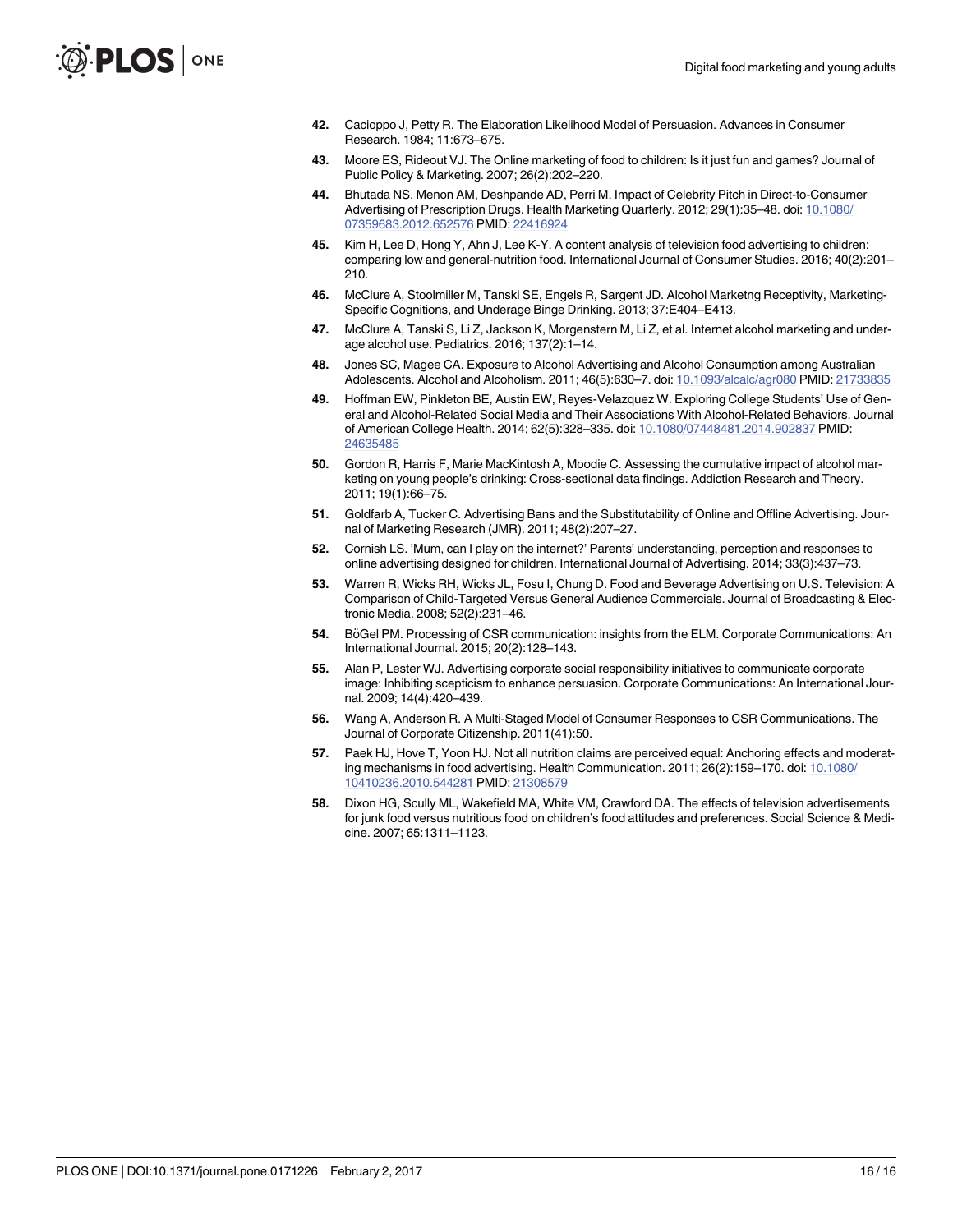42. Cacioppo J, Petty R. The Elaboration Likelihood Model of Persuasion. Advances in Consumer Research. 1984; 11:673–675.
43. Moore ES, Rideout VJ. The Online marketing of food to children: Is it just fun and games? Journal of Public Policy & Marketing. 2007; 26(2):202–220.
44. Bhutada NS, Menon AM, Deshpande AD, Perri M. Impact of Celebrity Pitch in Direct-to-Consumer Advertising of Prescription Drugs. Health Marketing Quarterly. 2012; 29(1):35–48. doi: 10.1080/07359683.2012.652576 PMID: 22416924
45. Kim H, Lee D, Hong Y, Ahn J, Lee K-Y. A content analysis of television food advertising to children: comparing low and general-nutrition food. International Journal of Consumer Studies. 2016; 40(2):201–210.
46. McClure A, Stoolmiller M, Tanski SE, Engels R, Sargent JD. Alcohol Marketng Receptivity, Marketing-Specific Cognitions, and Underage Binge Drinking. 2013; 37:E404–E413.
47. McClure A, Tanski S, Li Z, Jackson K, Morgenstern M, Li Z, et al. Internet alcohol marketing and underage alcohol use. Pediatrics. 2016; 137(2):1–14.
48. Jones SC, Magee CA. Exposure to Alcohol Advertising and Alcohol Consumption among Australian Adolescents. Alcohol and Alcoholism. 2011; 46(5):630–7. doi: 10.1093/alcalc/agr080 PMID: 21733835
49. Hoffman EW, Pinkleton BE, Austin EW, Reyes-Velazquez W. Exploring College Students' Use of General and Alcohol-Related Social Media and Their Associations With Alcohol-Related Behaviors. Journal of American College Health. 2014; 62(5):328–335. doi: 10.1080/07448481.2014.902837 PMID: 24635485
50. Gordon R, Harris F, Marie MacKintosh A, Moodie C. Assessing the cumulative impact of alcohol marketing on young people's drinking: Cross-sectional data findings. Addiction Research and Theory. 2011; 19(1):66–75.
51. Goldfarb A, Tucker C. Advertising Bans and the Substitutability of Online and Offline Advertising. Journal of Marketing Research (JMR). 2011; 48(2):207–27.
52. Cornish LS. 'Mum, can I play on the internet?' Parents' understanding, perception and responses to online advertising designed for children. International Journal of Advertising. 2014; 33(3):437–73.
53. Warren R, Wicks RH, Wicks JL, Fosu I, Chung D. Food and Beverage Advertising on U.S. Television: A Comparison of Child-Targeted Versus General Audience Commercials. Journal of Broadcasting & Electronic Media. 2008; 52(2):231–46.
54. BöGel PM. Processing of CSR communication: insights from the ELM. Corporate Communications: An International Journal. 2015; 20(2):128–143.
55. Alan P, Lester WJ. Advertising corporate social responsibility initiatives to communicate corporate image: Inhibiting scepticism to enhance persuasion. Corporate Communications: An International Journal. 2009; 14(4):420–439.
56. Wang A, Anderson R. A Multi-Staged Model of Consumer Responses to CSR Communications. The Journal of Corporate Citizenship. 2011(41):50.
57. Paek HJ, Hove T, Yoon HJ. Not all nutrition claims are perceived equal: Anchoring effects and moderating mechanisms in food advertising. Health Communication. 2011; 26(2):159–170. doi: 10.1080/10410236.2010.544281 PMID: 21308579
58. Dixon HG, Scully ML, Wakefield MA, White VM, Crawford DA. The effects of television advertisements for junk food versus nutritious food on children's food attitudes and preferences. Social Science & Medicine. 2007; 65:1311–1123.